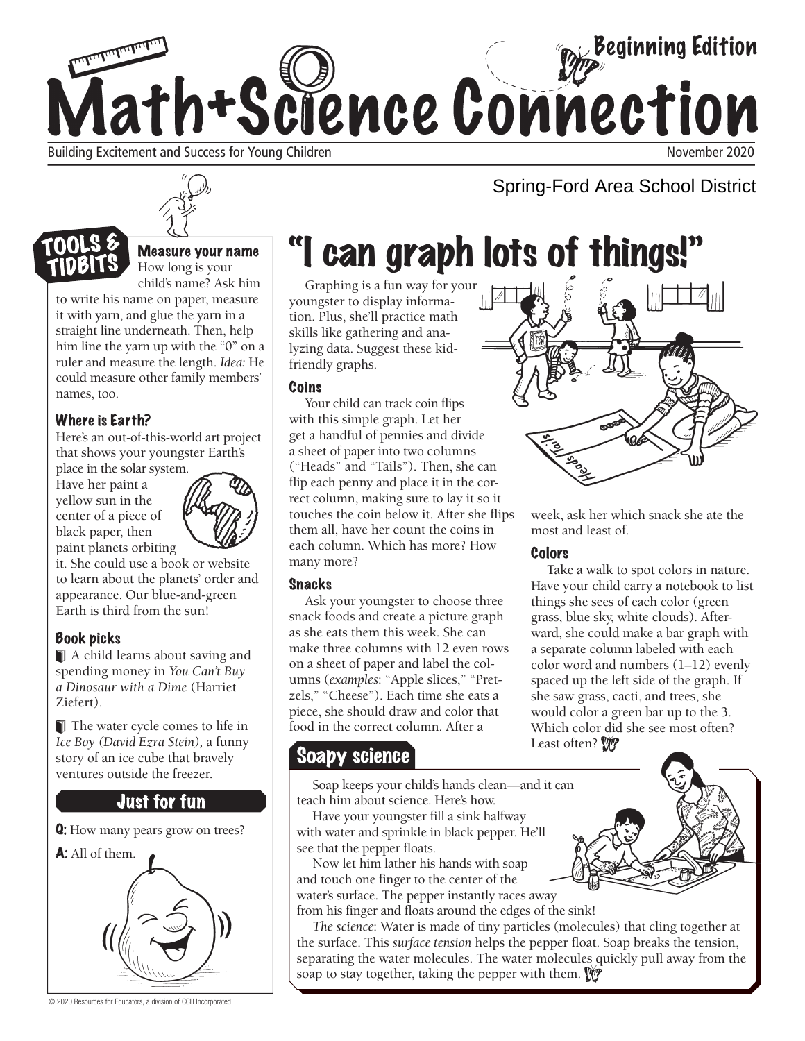# Math+Science Connection

Beginning Edition

Building Excitement and Success for Young Children

November 2020

Spring-Ford Area School District

## TOOLS & TIDBITS

### Measure your name

How long is your child's name? Ask him to write his name on paper, measure it with yarn, and glue the yarn in a straight line underneath. Then, help him line the yarn up with the "0" on a ruler and measure the length. *Idea:* He could measure other family members' names, too.

### Where is Earth?

Here's an out-of-this-world art project that shows your youngster Earth's place in the solar system. Have her paint a yellow sun in the center of a piece of black paper, then paint planets orbiting it. She could use a book or website to learn about the planets' order and appearance. Our blue-and-green Earth is third from the sun!

### Book picks

- A child learns about saving and spending money in *You Can't Buy a Dinosaur with a Dime* (Harriet Ziefert).
- The water cycle comes to life in *Ice Boy (David Ezra Stein)*, a funny story of an ice cube that bravely ventures outside the freezer.

### Just for fun

**Q:** How many pears grow on trees?

**A:** All of them.

## "I can graph lots of things!"

Graphing is a fun way for your youngster to display information. Plus, she'll practice math skills like gathering and analyzing data. Suggest these kid-friendly graphs.

### Coins

Your child can track coin flips with this simple graph. Let her get a handful of pennies and divide a sheet of paper into two columns ("Heads" and "Tails"). Then, she can flip each penny and place it in the correct column, making sure to lay it so it touches the coin below it. After she flips them all, have her count the coins in each column. Which has more? How many more?

### Snacks

Ask your youngster to choose three snack foods and create a picture graph as she eats them this week. She can make three columns with 12 even rows on a sheet of paper and label the columns (*examples*: "Apple slices," "Pretzels," "Cheese"). Each time she eats a piece, she should draw and color that food in the correct column. After a week, ask her which snack she ate the most and least of.

### Colors

Take a walk to spot colors in nature. Have your child carry a notebook to list things she sees of each color (green grass, blue sky, white clouds). Afterward, she could make a bar graph with a separate column labeled with each color word and numbers (1–12) evenly spaced up the left side of the graph. If she saw grass, cacti, and trees, she would color a green bar up to the 3. Which color did she see most often? Least often?

## Soapy science

Soap keeps your child's hands clean—and it can teach him about science. Here's how.

Have your youngster fill a sink halfway with water and sprinkle in black pepper. He'll see that the pepper floats.

Now let him lather his hands with soap and touch one finger to the center of the water's surface. The pepper instantly races away from his finger and floats around the edges of the sink!

*The science*: Water is made of tiny particles (molecules) that cling together at the surface. This *surface tension* helps the pepper float. Soap breaks the tension, separating the water molecules. The water molecules quickly pull away from the soap to stay together, taking the pepper with them.

© 2020 Resources for Educators, a division of CCH Incorporated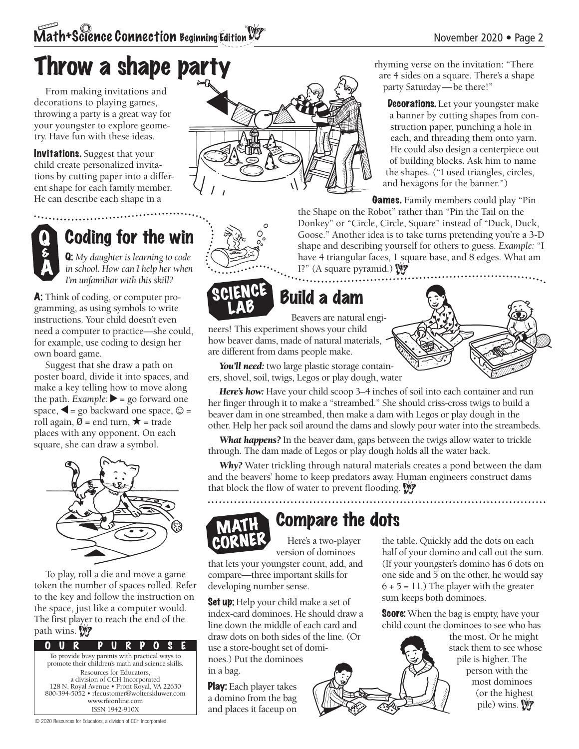# Throw a shape party

From making invitations and decorations to playing games, throwing a party is a great way for your youngster to explore geometry. Have fun with these ideas.

**Invitations.** Suggest that your child create personalized invitations by cutting paper into a different shape for each family member. He can describe each shape in a rhyming verse on the invitation: "There are 4 sides on a square. There's a shape party Saturday—be there!"

**Decorations.** Let your youngster make a banner by cutting shapes from construction paper, punching a hole in each, and threading them onto yarn. He could also design a centerpiece out of building blocks. Ask him to name the shapes. ("I used triangles, circles, and hexagons for the banner.")

**Games.** Family members could play "Pin the Shape on the Robot" rather than "Pin the Tail on the Donkey" or "Circle, Circle, Square" instead of "Duck, Duck, Goose." Another idea is to take turns pretending you're a 3-D shape and describing yourself for others to guess. *Example:* "I have 4 triangular faces, 1 square base, and 8 edges. What am I?" (A square pyramid.)

## Q & A: Coding for the win

**Q:** *My daughter is learning to code in school. How can I help her when I'm unfamiliar with this skill?*

**A:** Think of coding, or computer programming, as using symbols to write instructions. Your child doesn't even need a computer to practice—she could, for example, use coding to design her own board game.

Suggest that she draw a path on poster board, divide it into spaces, and make a key telling how to move along the path. *Example:* ▶ = go forward one space, ◀ = go backward one space, ☺ = roll again, Ø = end turn, ★ = trade places with any opponent. On each square, she can draw a symbol.

To play, roll a die and move a game token the number of spaces rolled. Refer to the key and follow the instruction on the space, just like a computer would. The first player to reach the end of the path wins.

## SCIENCE LAB: Build a dam

Beavers are natural engineers! This experiment shows your child how beaver dams, made of natural materials, are different from dams people make.

***You'll need:*** two large plastic storage containers, shovel, soil, twigs, Legos or play dough, water

***Here's how:*** Have your child scoop 3–4 inches of soil into each container and run her finger through it to make a "streambed." She should criss-cross twigs to build a beaver dam in one streambed, then make a dam with Legos or play dough in the other. Help her pack soil around the dams and slowly pour water into the streambeds.

***What happens?*** In the beaver dam, gaps between the twigs allow water to trickle through. The dam made of Legos or play dough holds all the water back.

***Why?*** Water trickling through natural materials creates a pond between the dam and the beavers' home to keep predators away. Human engineers construct dams that block the flow of water to prevent flooding.

## MATH CORNER: Compare the dots

Here's a two-player version of dominoes that lets your youngster count, add, and compare—three important skills for developing number sense.

**Set up:** Help your child make a set of index-card dominoes. He should draw a line down the middle of each card and draw dots on both sides of the line. (Or use a store-bought set of dominoes.) Put the dominoes in a bag.

**Play:** Each player takes a domino from the bag and places it faceup on the table. Quickly add the dots on each half of your domino and call out the sum. (If your youngster's domino has 6 dots on one side and 5 on the other, he would say $6 + 5 = 11$.) The player with the greater sum keeps both dominoes.

**Score:** When the bag is empty, have your child count the dominoes to see who has the most. Or he might stack them to see whose pile is higher. The person with the most dominoes (or the highest pile) wins.

---

**OUR PURPOSE**

To provide busy parents with practical ways to promote their children's math and science skills.

Resources for Educators,
a division of CCH Incorporated
128 N. Royal Avenue • Front Royal, VA 22630
800-394-5052 • rfecustomer@wolterskluwer.com
www.rfeonline.com
ISSN 1942-910X

© 2020 Resources for Educators, a division of CCH Incorporated